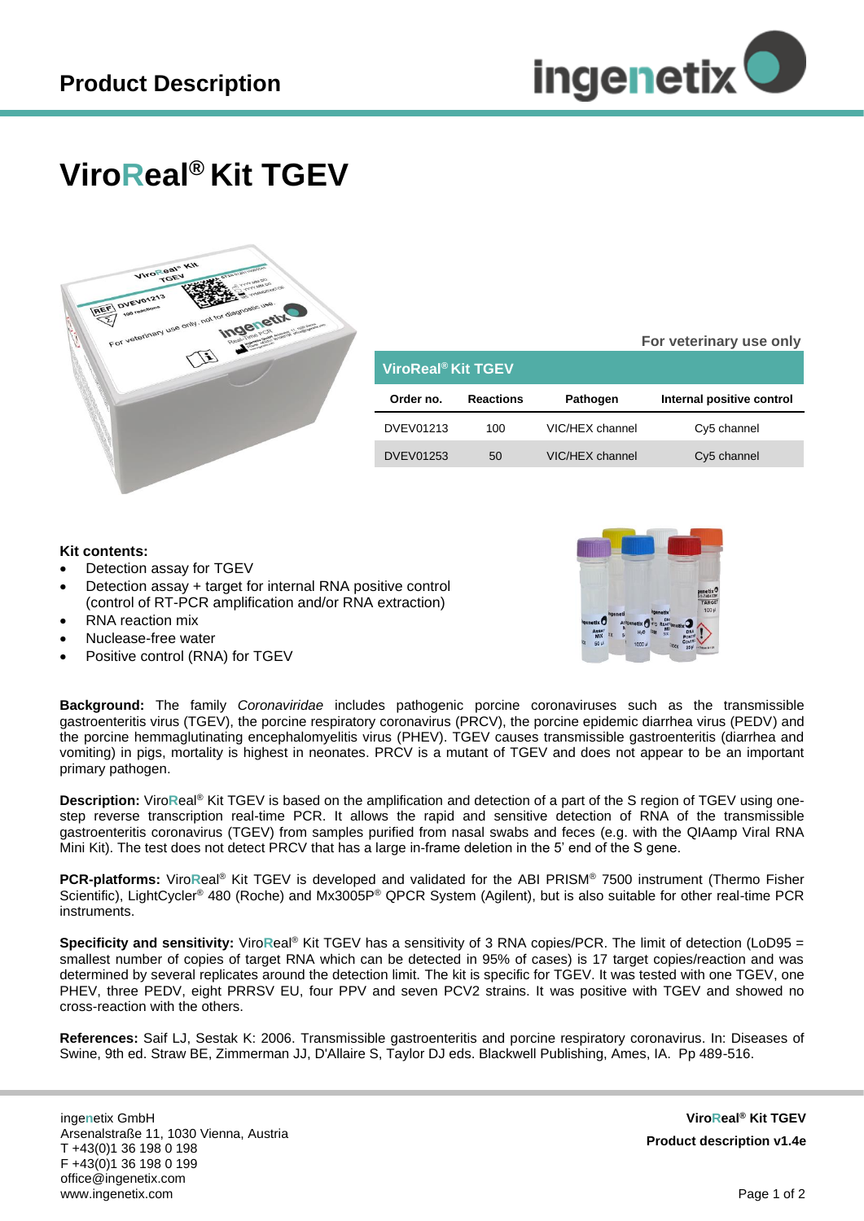# Product Description

# ViroReal® Kit TGEV

For veterinary use only

| ViroReal® Kit TGEV | | | |
|---|---|---|---|
| **Order no.** | **Reactions** | **Pathogen** | **Internal positive control** |
| DVEV01213 | 100 | VIC/HEX channel | Cy5 channel |
| DVEV01253 | 50 | VIC/HEX channel | Cy5 channel |

**Kit contents:**

- Detection assay for TGEV
- Detection assay + target for internal RNA positive control (control of RT-PCR amplification and/or RNA extraction)
- RNA reaction mix
- Nuclease-free water
- Positive control (RNA) for TGEV

**Background:** The family *Coronaviridae* includes pathogenic porcine coronaviruses such as the transmissible gastroenteritis virus (TGEV), the porcine respiratory coronavirus (PRCV), the porcine epidemic diarrhea virus (PEDV) and the porcine hemmaglutinating encephalomyelitis virus (PHEV). TGEV causes transmissible gastroenteritis (diarrhea and vomiting) in pigs, mortality is highest in neonates. PRCV is a mutant of TGEV and does not appear to be an important primary pathogen.

**Description:** ViroReal® Kit TGEV is based on the amplification and detection of a part of the S region of TGEV using one-step reverse transcription real-time PCR. It allows the rapid and sensitive detection of RNA of the transmissible gastroenteritis coronavirus (TGEV) from samples purified from nasal swabs and feces (e.g. with the QIAamp Viral RNA Mini Kit). The test does not detect PRCV that has a large in-frame deletion in the 5' end of the S gene.

**PCR-platforms:** ViroReal® Kit TGEV is developed and validated for the ABI PRISM® 7500 instrument (Thermo Fisher Scientific), LightCycler® 480 (Roche) and Mx3005P® QPCR System (Agilent), but is also suitable for other real-time PCR instruments.

**Specificity and sensitivity:** ViroReal® Kit TGEV has a sensitivity of 3 RNA copies/PCR. The limit of detection (LoD95 = smallest number of copies of target RNA which can be detected in 95% of cases) is 17 target copies/reaction and was determined by several replicates around the detection limit. The kit is specific for TGEV. It was tested with one TGEV, one PHEV, three PEDV, eight PRRSV EU, four PPV and seven PCV2 strains. It was positive with TGEV and showed no cross-reaction with the others.

**References:** Saif LJ, Sestak K: 2006. Transmissible gastroenteritis and porcine respiratory coronavirus. In: Diseases of Swine, 9th ed. Straw BE, Zimmerman JJ, D'Allaire S, Taylor DJ eds. Blackwell Publishing, Ames, IA. Pp 489-516.

ingenetix GmbH
Arsenalstraße 11, 1030 Vienna, Austria
T +43(0)1 36 198 0 198
F +43(0)1 36 198 0 199
office@ingenetix.com
www.ingenetix.com

**ViroReal® Kit TGEV**
**Product description v1.4e**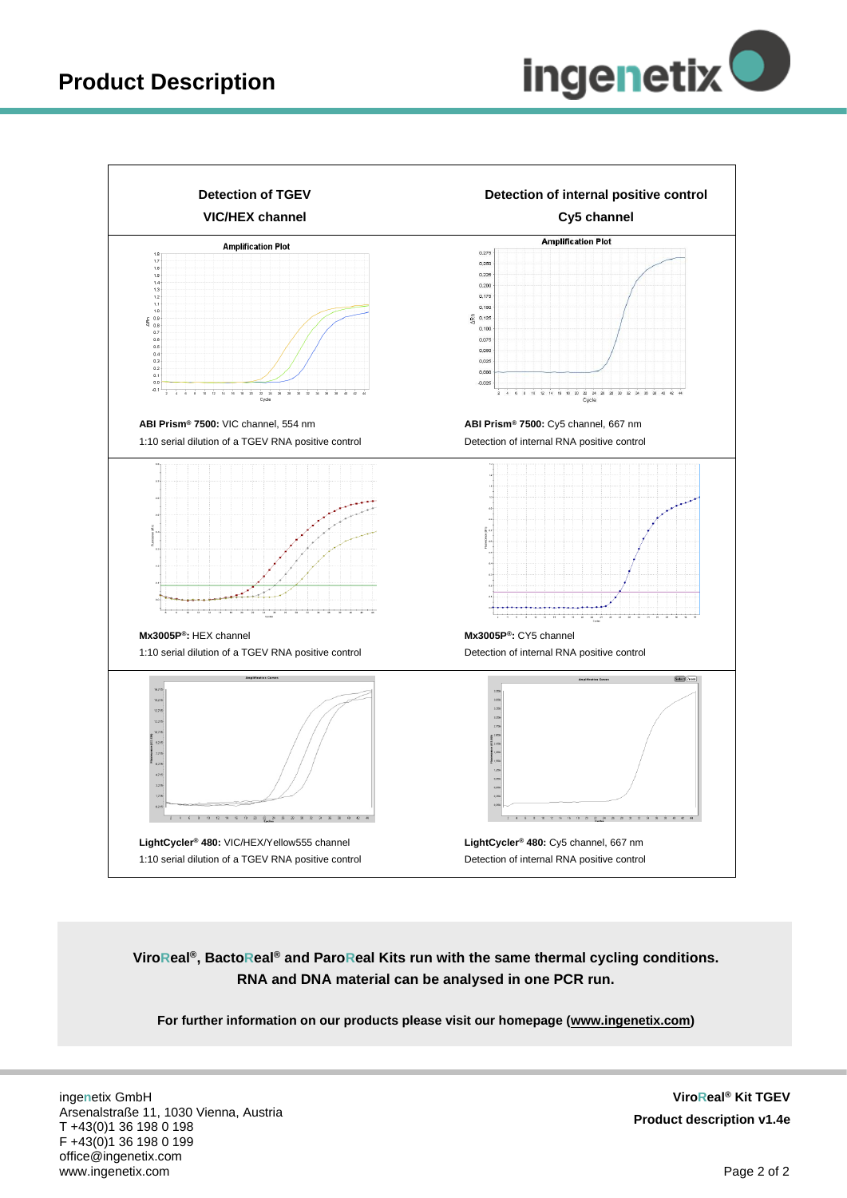# Product Description

| Detection of TGEV VIC/HEX channel | Detection of internal positive control Cy5 channel |
|---|---|
| Amplification Plot | Amplification Plot |
| **ABI Prism® 7500:** VIC channel, 554 nm<br>1:10 serial dilution of a TGEV RNA positive control | **ABI Prism® 7500:** Cy5 channel, 667 nm<br>Detection of internal RNA positive control |
| **Mx3005P®:** HEX channel<br>1:10 serial dilution of a TGEV RNA positive control | **Mx3005P®:** CY5 channel<br>Detection of internal RNA positive control |
| **LightCycler® 480:** VIC/HEX/Yellow555 channel<br>1:10 serial dilution of a TGEV RNA positive control | **LightCycler® 480:** Cy5 channel, 667 nm<br>Detection of internal RNA positive control |

**ViroReal®, BactoReal® and ParoReal Kits run with the same thermal cycling conditions. RNA and DNA material can be analysed in one PCR run.**

**For further information on our products please visit our homepage (www.ingenetix.com)**

ingenetix GmbH
Arsenalstraße 11, 1030 Vienna, Austria
T +43(0)1 36 198 0 198
F +43(0)1 36 198 0 199
office@ingenetix.com
www.ingenetix.com

**ViroReal® Kit TGEV**
**Product description v1.4e**